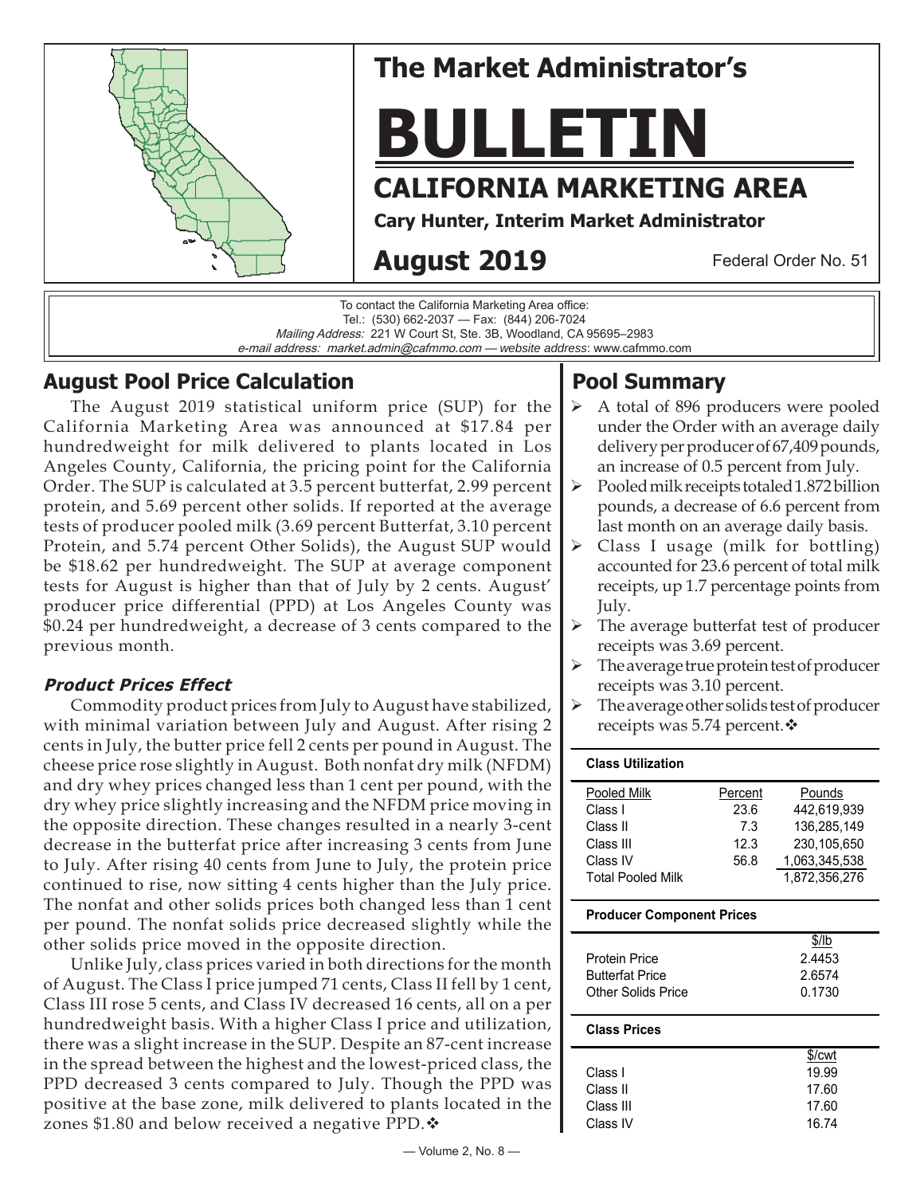# The Market Administrator's

# BULLETIN

## CALIFORNIA MARKETING AREA

**Cary Hunter, Interim Market Administrator**

**August 2019** — Federal Order No. 51

To contact the California Marketing Area office:
Tel.: (530) 662-2037 — Fax: (844) 206-7024
*Mailing Address:* 221 W Court St, Ste. 3B, Woodland, CA 95695–2983
*e-mail address: market.admin@cafmmo.com — website address*: www.cafmmo.com

## August Pool Price Calculation

The August 2019 statistical uniform price (SUP) for the California Marketing Area was announced at $17.84 per hundredweight for milk delivered to plants located in Los Angeles County, California, the pricing point for the California Order. The SUP is calculated at 3.5 percent butterfat, 2.99 percent protein, and 5.69 percent other solids. If reported at the average tests of producer pooled milk (3.69 percent Butterfat, 3.10 percent Protein, and 5.74 percent Other Solids), the August SUP would be $18.62 per hundredweight. The SUP at average component tests for August is higher than that of July by 2 cents. August' producer price differential (PPD) at Los Angeles County was $0.24 per hundredweight, a decrease of 3 cents compared to the previous month.

### *Product Prices Effect*

Commodity product prices from July to August have stabilized, with minimal variation between July and August. After rising 2 cents in July, the butter price fell 2 cents per pound in August. The cheese price rose slightly in August. Both nonfat dry milk (NFDM) and dry whey prices changed less than 1 cent per pound, with the dry whey price slightly increasing and the NFDM price moving in the opposite direction. These changes resulted in a nearly 3-cent decrease in the butterfat price after increasing 3 cents from June to July. After rising 40 cents from June to July, the protein price continued to rise, now sitting 4 cents higher than the July price. The nonfat and other solids prices both changed less than 1 cent per pound. The nonfat solids price decreased slightly while the other solids price moved in the opposite direction.

Unlike July, class prices varied in both directions for the month of August. The Class I price jumped 71 cents, Class II fell by 1 cent, Class III rose 5 cents, and Class IV decreased 16 cents, all on a per hundredweight basis. With a higher Class I price and utilization, there was a slight increase in the SUP. Despite an 87-cent increase in the spread between the highest and the lowest-priced class, the PPD decreased 3 cents compared to July. Though the PPD was positive at the base zone, milk delivered to plants located in the zones $1.80 and below received a negative PPD.❖

## Pool Summary

- A total of 896 producers were pooled under the Order with an average daily delivery per producer of 67,409 pounds, an increase of 0.5 percent from July.
- Pooled milk receipts totaled 1.872 billion pounds, a decrease of 6.6 percent from last month on an average daily basis.
- Class I usage (milk for bottling) accounted for 23.6 percent of total milk receipts, up 1.7 percentage points from July.
- The average butterfat test of producer receipts was 3.69 percent.
- The average true protein test of producer receipts was 3.10 percent.
- The average other solids test of producer receipts was 5.74 percent.❖

**Class Utilization**

| Pooled Milk | Percent | Pounds |
|---|---|---|
| Class I | 23.6 | 442,619,939 |
| Class II | 7.3 | 136,285,149 |
| Class III | 12.3 | 230,105,650 |
| Class IV | 56.8 | 1,063,345,538 |
| Total Pooled Milk | | 1,872,356,276 |

**Producer Component Prices**

| | $/lb |
|---|---|
| Protein Price | 2.4453 |
| Butterfat Price | 2.6574 |
| Other Solids Price | 0.1730 |

**Class Prices**

| | $/cwt |
|---|---|
| Class I | 19.99 |
| Class II | 17.60 |
| Class III | 17.60 |
| Class IV | 16.74 |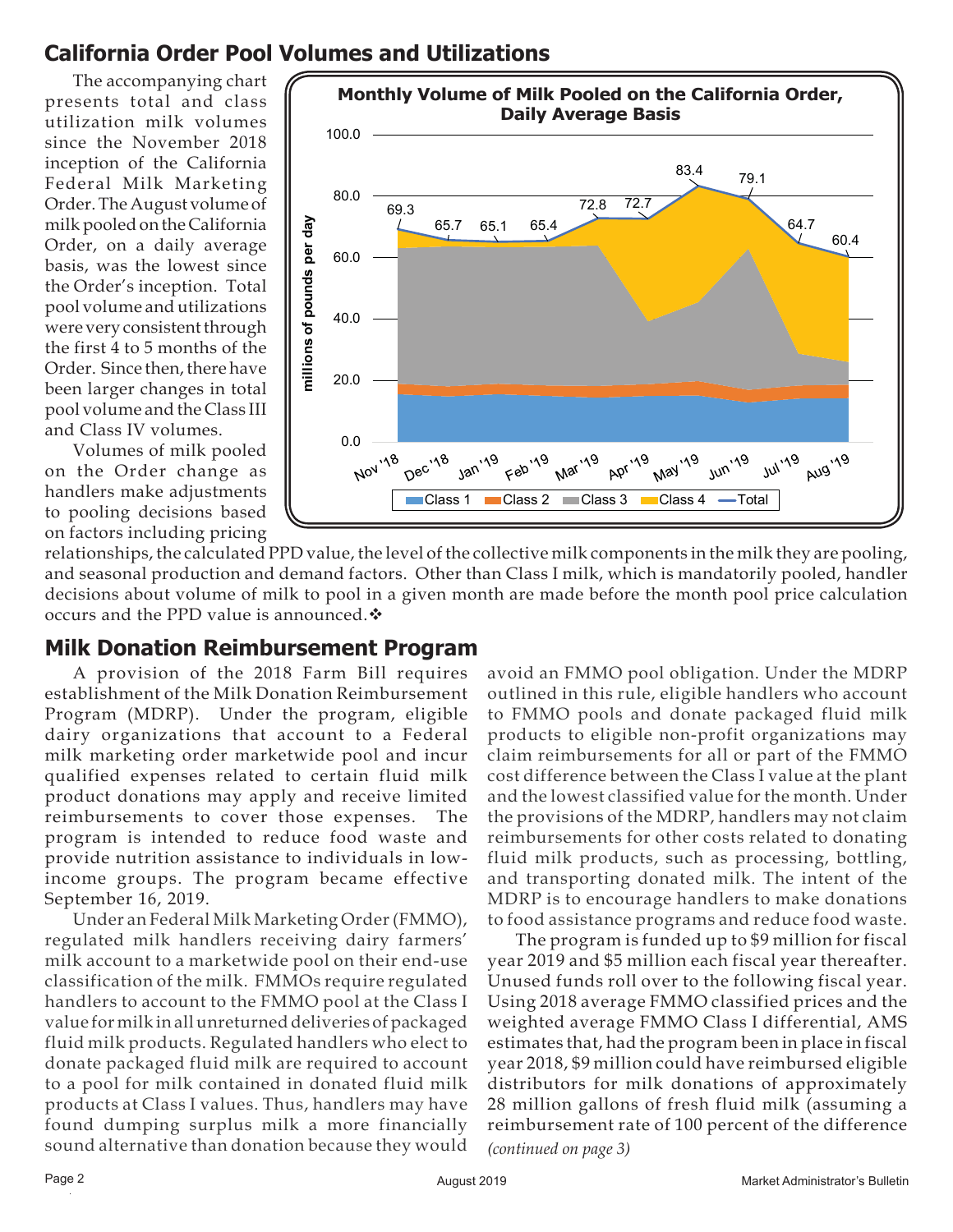## California Order Pool Volumes and Utilizations

The accompanying chart presents total and class utilization milk volumes since the November 2018 inception of the California Federal Milk Marketing Order. The August volume of milk pooled on the California Order, on a daily average basis, was the lowest since the Order's inception. Total pool volume and utilizations were very consistent through the first 4 to 5 months of the Order. Since then, there have been larger changes in total pool volume and the Class III and Class IV volumes.

Volumes of milk pooled on the Order change as handlers make adjustments to pooling decisions based on factors including pricing relationships, the calculated PPD value, the level of the collective milk components in the milk they are pooling, and seasonal production and demand factors. Other than Class I milk, which is mandatorily pooled, handler decisions about volume of milk to pool in a given month are made before the month pool price calculation occurs and the PPD value is announced.❖

**Monthly Volume of Milk Pooled on the California Order, Daily Average Basis**

(millions of pounds per day)

| | Nov '18 | Dec '18 | Jan '19 | Feb '19 | Mar '19 | Apr '19 | May '19 | Jun '19 | Jul '19 | Aug '19 |
|---|---|---|---|---|---|---|---|---|---|---|
| Total | 69.3 | 65.7 | 65.1 | 65.4 | 72.8 | 72.7 | 83.4 | 79.1 | 64.7 | 60.4 |

## Milk Donation Reimbursement Program

A provision of the 2018 Farm Bill requires establishment of the Milk Donation Reimbursement Program (MDRP). Under the program, eligible dairy organizations that account to a Federal milk marketing order marketwide pool and incur qualified expenses related to certain fluid milk product donations may apply and receive limited reimbursements to cover those expenses. The program is intended to reduce food waste and provide nutrition assistance to individuals in low-income groups. The program became effective September 16, 2019.

Under an Federal Milk Marketing Order (FMMO), regulated milk handlers receiving dairy farmers' milk account to a marketwide pool on their end-use classification of the milk. FMMOs require regulated handlers to account to the FMMO pool at the Class I value for milk in all unreturned deliveries of packaged fluid milk products. Regulated handlers who elect to donate packaged fluid milk are required to account to a pool for milk contained in donated fluid milk products at Class I values. Thus, handlers may have found dumping surplus milk a more financially sound alternative than donation because they would avoid an FMMO pool obligation. Under the MDRP outlined in this rule, eligible handlers who account to FMMO pools and donate packaged fluid milk products to eligible non-profit organizations may claim reimbursements for all or part of the FMMO cost difference between the Class I value at the plant and the lowest classified value for the month. Under the provisions of the MDRP, handlers may not claim reimbursements for other costs related to donating fluid milk products, such as processing, bottling, and transporting donated milk. The intent of the MDRP is to encourage handlers to make donations to food assistance programs and reduce food waste.

The program is funded up to $9 million for fiscal year 2019 and $5 million each fiscal year thereafter. Unused funds roll over to the following fiscal year. Using 2018 average FMMO classified prices and the weighted average FMMO Class I differential, AMS estimates that, had the program been in place in fiscal year 2018, $9 million could have reimbursed eligible distributors for milk donations of approximately 28 million gallons of fresh fluid milk (assuming a reimbursement rate of 100 percent of the difference

*(continued on page 3)*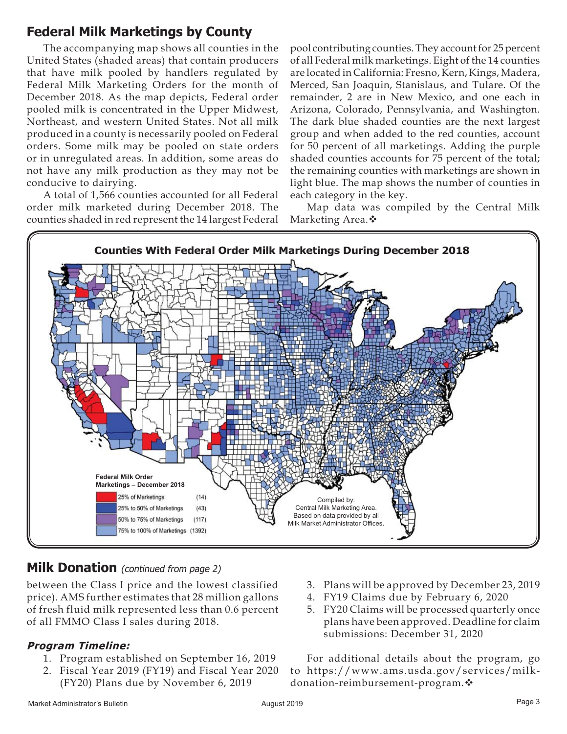## Federal Milk Marketings by County

The accompanying map shows all counties in the United States (shaded areas) that contain producers that have milk pooled by handlers regulated by Federal Milk Marketing Orders for the month of December 2018. As the map depicts, Federal order pooled milk is concentrated in the Upper Midwest, Northeast, and western United States. Not all milk produced in a county is necessarily pooled on Federal orders. Some milk may be pooled on state orders or in unregulated areas. In addition, some areas do not have any milk production as they may not be conducive to dairying.

A total of 1,566 counties accounted for all Federal order milk marketed during December 2018. The counties shaded in red represent the 14 largest Federal pool contributing counties. They account for 25 percent of all Federal milk marketings. Eight of the 14 counties are located in California: Fresno, Kern, Kings, Madera, Merced, San Joaquin, Stanislaus, and Tulare. Of the remainder, 2 are in New Mexico, and one each in Arizona, Colorado, Pennsylvania, and Washington. The dark blue shaded counties are the next largest group and when added to the red counties, account for 50 percent of all marketings. Adding the purple shaded counties accounts for 75 percent of the total; the remaining counties with marketings are shown in light blue. The map shows the number of counties in each category in the key.

Map data was compiled by the Central Milk Marketing Area.❖

**Counties With Federal Order Milk Marketings During December 2018**

**Federal Milk Order Marketings – December 2018**

| Category | Counties |
|---|---|
| 25% of Marketings | (14) |
| 25% to 50% of Marketings | (43) |
| 50% to 75% of Marketings | (117) |
| 75% to 100% of Marketings | (1392) |

Compiled by: Central Milk Marketing Area. Based on data provided by all Milk Market Administrator Offices.

## Milk Donation *(continued from page 2)*

between the Class I price and the lowest classified price). AMS further estimates that 28 million gallons of fresh fluid milk represented less than 0.6 percent of all FMMO Class I sales during 2018.

### *Program Timeline:*

1. Program established on September 16, 2019
2. Fiscal Year 2019 (FY19) and Fiscal Year 2020 (FY20) Plans due by November 6, 2019
3. Plans will be approved by December 23, 2019
4. FY19 Claims due by February 6, 2020
5. FY20 Claims will be processed quarterly once plans have been approved. Deadline for claim submissions: December 31, 2020

For additional details about the program, go to https://www.ams.usda.gov/services/milk-donation-reimbursement-program.❖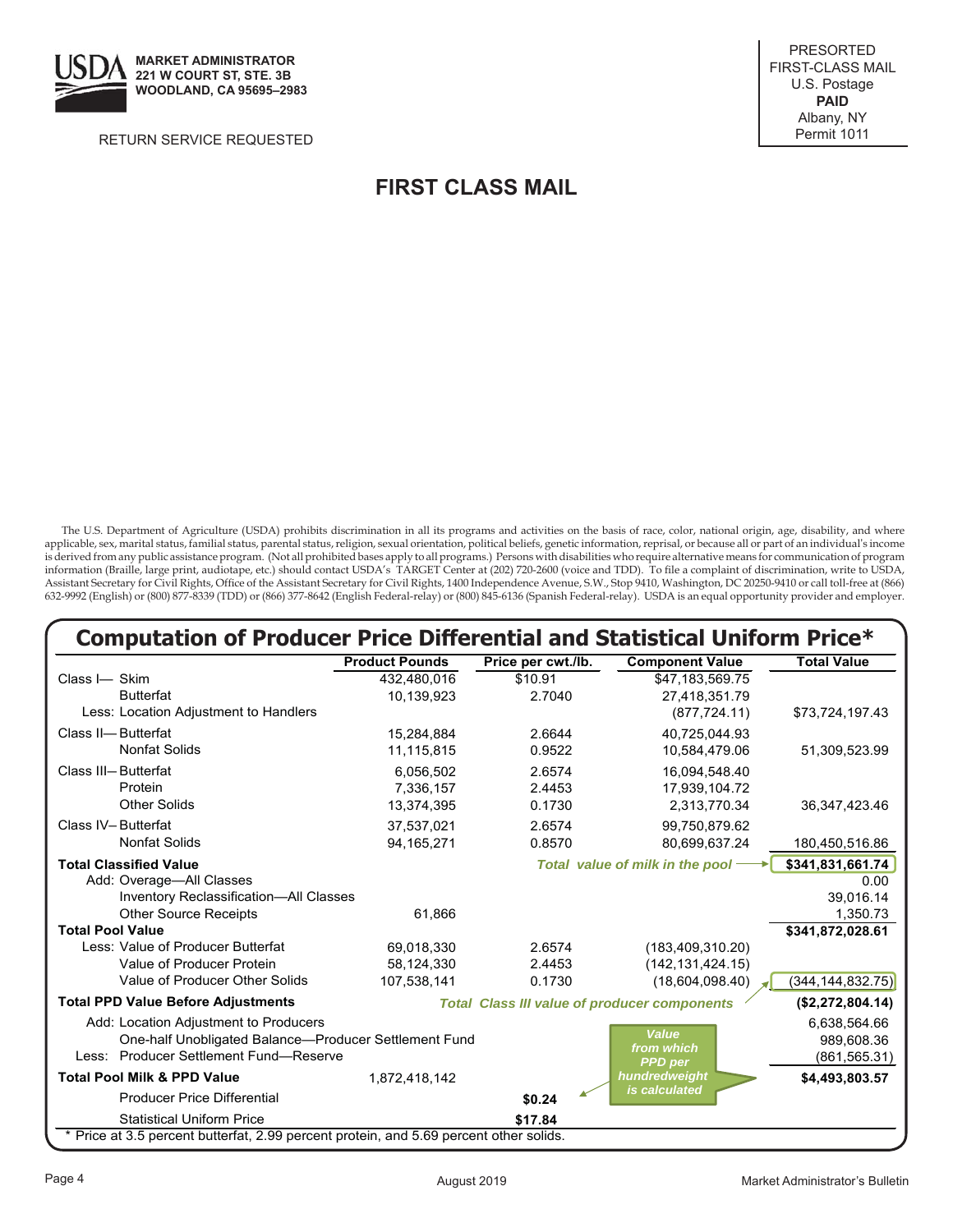**MARKET ADMINISTRATOR**
**221 W COURT ST, STE. 3B**
**WOODLAND, CA 95695–2983**

RETURN SERVICE REQUESTED

PRESORTED
FIRST-CLASS MAIL
U.S. Postage
**PAID**
Albany, NY
Permit 1011

## FIRST CLASS MAIL

The U.S. Department of Agriculture (USDA) prohibits discrimination in all its programs and activities on the basis of race, color, national origin, age, disability, and where applicable, sex, marital status, familial status, parental status, religion, sexual orientation, political beliefs, genetic information, reprisal, or because all or part of an individual's income is derived from any public assistance program. (Not all prohibited bases apply to all programs.) Persons with disabilities who require alternative means for communication of program information (Braille, large print, audiotape, etc.) should contact USDA's TARGET Center at (202) 720-2600 (voice and TDD). To file a complaint of discrimination, write to USDA, Assistant Secretary for Civil Rights, Office of the Assistant Secretary for Civil Rights, 1400 Independence Avenue, S.W., Stop 9410, Washington, DC 20250-9410 or call toll-free at (866) 632-9992 (English) or (800) 877-8339 (TDD) or (866) 377-8642 (English Federal-relay) or (800) 845-6136 (Spanish Federal-relay). USDA is an equal opportunity provider and employer.

## Computation of Producer Price Differential and Statistical Uniform Price*

| | Product Pounds | Price per cwt./lb. | Component Value | Total Value |
|---|---|---|---|---|
| Class I— Skim | 432,480,016 | $10.91 | $47,183,569.75 | |
| Butterfat | 10,139,923 | 2.7040 | 27,418,351.79 | |
| Less: Location Adjustment to Handlers | | | (877,724.11) | $73,724,197.43 |
| Class II— Butterfat | 15,284,884 | 2.6644 | 40,725,044.93 | |
| Nonfat Solids | 11,115,815 | 0.9522 | 10,584,479.06 | 51,309,523.99 |
| Class III— Butterfat | 6,056,502 | 2.6574 | 16,094,548.40 | |
| Protein | 7,336,157 | 2.4453 | 17,939,104.72 | |
| Other Solids | 13,374,395 | 0.1730 | 2,313,770.34 | 36,347,423.46 |
| Class IV— Butterfat | 37,537,021 | 2.6574 | 99,750,879.62 | |
| Nonfat Solids | 94,165,271 | 0.8570 | 80,699,637.24 | 180,450,516.86 |
| **Total Classified Value** | | | *Total value of milk in the pool* → | **$341,831,661.74** |
| Add: Overage—All Classes | | | | 0.00 |
| Inventory Reclassification—All Classes | | | | 39,016.14 |
| Other Source Receipts | 61,866 | | | 1,350.73 |
| **Total Pool Value** | | | | **$341,872,028.61** |
| Less: Value of Producer Butterfat | 69,018,330 | 2.6574 | (183,409,310.20) | |
| Value of Producer Protein | 58,124,330 | 2.4453 | (142,131,424.15) | |
| Value of Producer Other Solids | 107,538,141 | 0.1730 | (18,604,098.40) | (344,144,832.75) |
| **Total PPD Value Before Adjustments** | | *Total Class III value of producer components* | | **($2,272,804.14)** |
| Add: Location Adjustment to Producers | | | | 6,638,564.66 |
| One-half Unobligated Balance—Producer Settlement Fund | | | | 989,608.36 |
| Less: Producer Settlement Fund—Reserve | | | | (861,565.31) |
| **Total Pool Milk & PPD Value** | 1,872,418,142 | | | **$4,493,803.57** |
| Producer Price Differential | | **$0.24** | *Value from which PPD per hundredweight is calculated* | |
| Statistical Uniform Price | | **$17.84** | | |

\* Price at 3.5 percent butterfat, 2.99 percent protein, and 5.69 percent other solids.